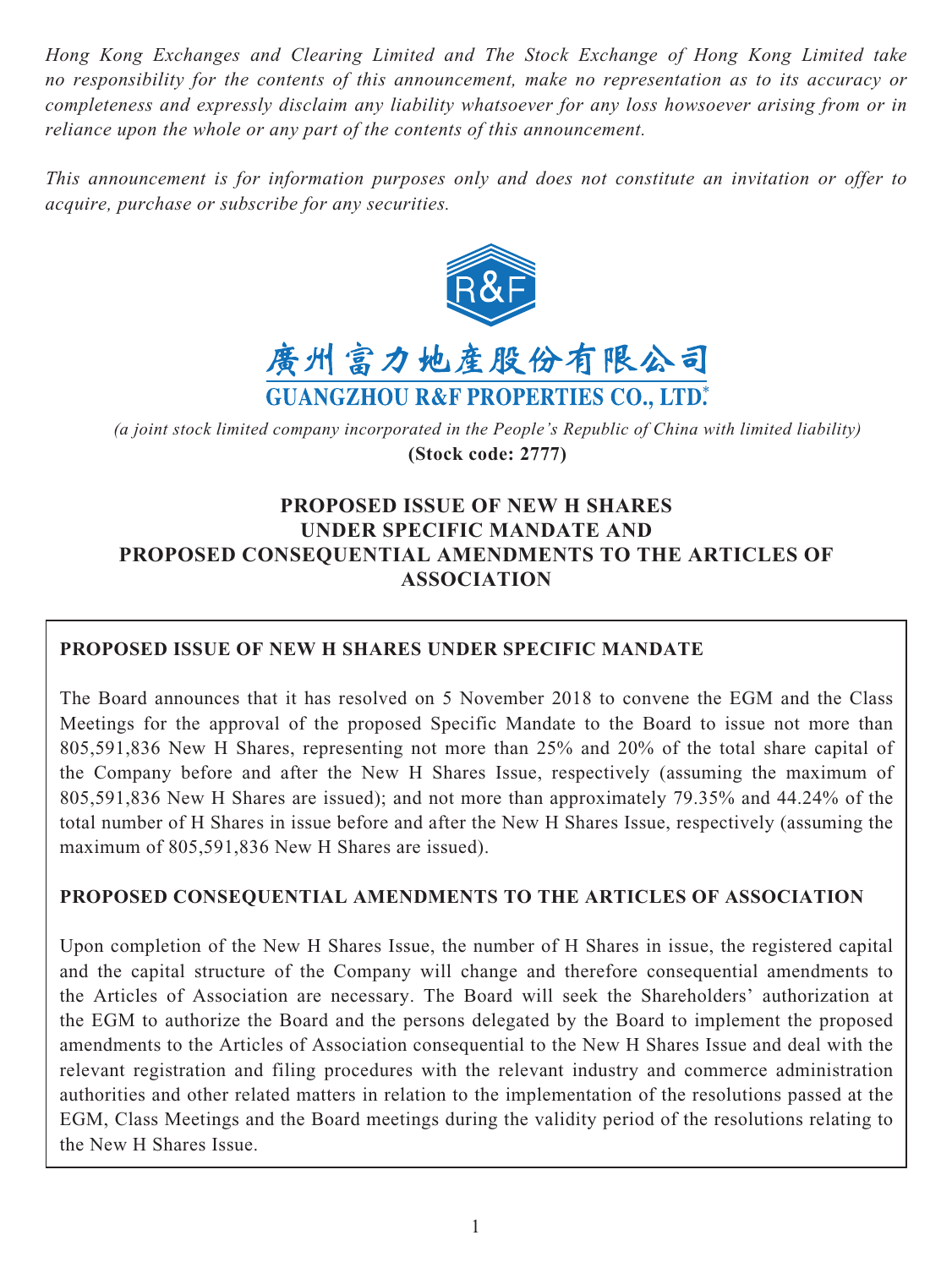*Hong Kong Exchanges and Clearing Limited and The Stock Exchange of Hong Kong Limited take no responsibility for the contents of this announcement, make no representation as to its accuracy or completeness and expressly disclaim any liability whatsoever for any loss howsoever arising from or in reliance upon the whole or any part of the contents of this announcement.*

*This announcement is for information purposes only and does not constitute an invitation or offer to acquire, purchase or subscribe for any securities.*

廣州富力地產股份有限公司

**GUANGZHOU R&F PROPERTIES CO., LTD.***

*(a joint stock limited company incorporated in the People's Republic of China with limited liability)*

**(Stock code: 2777)**

# PROPOSED ISSUE OF NEW H SHARES UNDER SPECIFIC MANDATE AND PROPOSED CONSEQUENTIAL AMENDMENTS TO THE ARTICLES OF ASSOCIATION

## PROPOSED ISSUE OF NEW H SHARES UNDER SPECIFIC MANDATE

The Board announces that it has resolved on 5 November 2018 to convene the EGM and the Class Meetings for the approval of the proposed Specific Mandate to the Board to issue not more than 805,591,836 New H Shares, representing not more than 25% and 20% of the total share capital of the Company before and after the New H Shares Issue, respectively (assuming the maximum of 805,591,836 New H Shares are issued); and not more than approximately 79.35% and 44.24% of the total number of H Shares in issue before and after the New H Shares Issue, respectively (assuming the maximum of 805,591,836 New H Shares are issued).

## PROPOSED CONSEQUENTIAL AMENDMENTS TO THE ARTICLES OF ASSOCIATION

Upon completion of the New H Shares Issue, the number of H Shares in issue, the registered capital and the capital structure of the Company will change and therefore consequential amendments to the Articles of Association are necessary. The Board will seek the Shareholders' authorization at the EGM to authorize the Board and the persons delegated by the Board to implement the proposed amendments to the Articles of Association consequential to the New H Shares Issue and deal with the relevant registration and filing procedures with the relevant industry and commerce administration authorities and other related matters in relation to the implementation of the resolutions passed at the EGM, Class Meetings and the Board meetings during the validity period of the resolutions relating to the New H Shares Issue.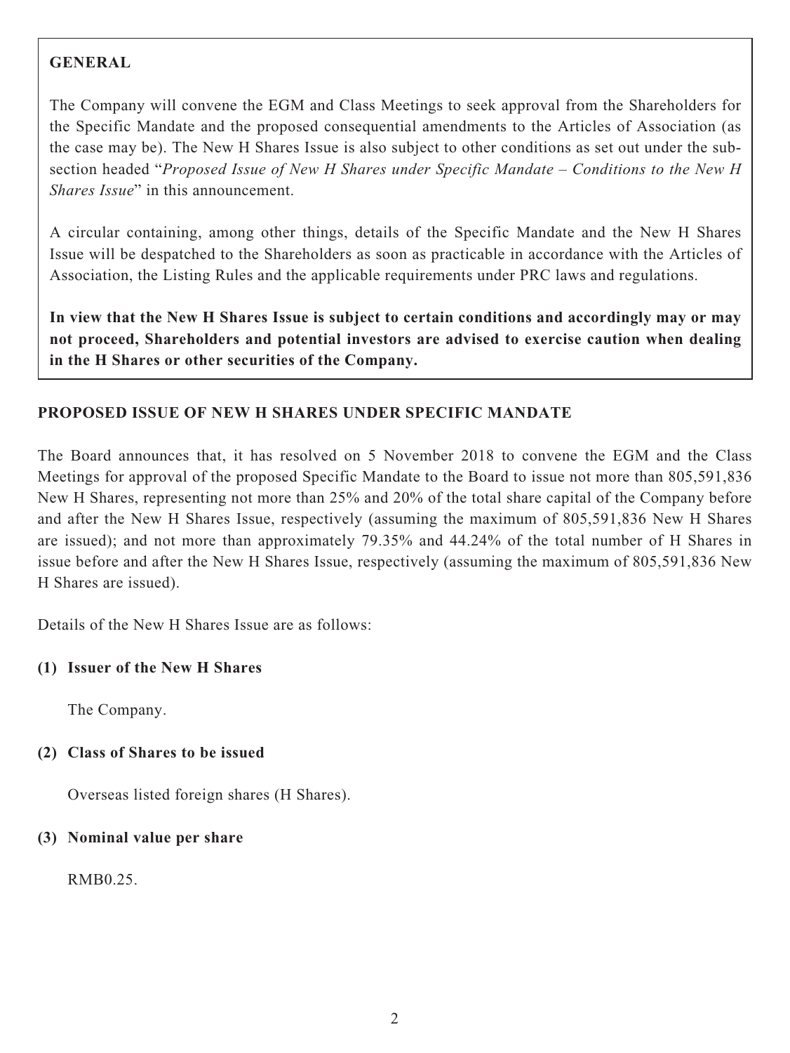**GENERAL**

The Company will convene the EGM and Class Meetings to seek approval from the Shareholders for the Specific Mandate and the proposed consequential amendments to the Articles of Association (as the case may be). The New H Shares Issue is also subject to other conditions as set out under the sub-section headed "*Proposed Issue of New H Shares under Specific Mandate – Conditions to the New H Shares Issue*" in this announcement.

A circular containing, among other things, details of the Specific Mandate and the New H Shares Issue will be despatched to the Shareholders as soon as practicable in accordance with the Articles of Association, the Listing Rules and the applicable requirements under PRC laws and regulations.

**In view that the New H Shares Issue is subject to certain conditions and accordingly may or may not proceed, Shareholders and potential investors are advised to exercise caution when dealing in the H Shares or other securities of the Company.**

## PROPOSED ISSUE OF NEW H SHARES UNDER SPECIFIC MANDATE

The Board announces that, it has resolved on 5 November 2018 to convene the EGM and the Class Meetings for approval of the proposed Specific Mandate to the Board to issue not more than 805,591,836 New H Shares, representing not more than 25% and 20% of the total share capital of the Company before and after the New H Shares Issue, respectively (assuming the maximum of 805,591,836 New H Shares are issued); and not more than approximately 79.35% and 44.24% of the total number of H Shares in issue before and after the New H Shares Issue, respectively (assuming the maximum of 805,591,836 New H Shares are issued).

Details of the New H Shares Issue are as follows:

**(1) Issuer of the New H Shares**

The Company.

**(2) Class of Shares to be issued**

Overseas listed foreign shares (H Shares).

**(3) Nominal value per share**

RMB0.25.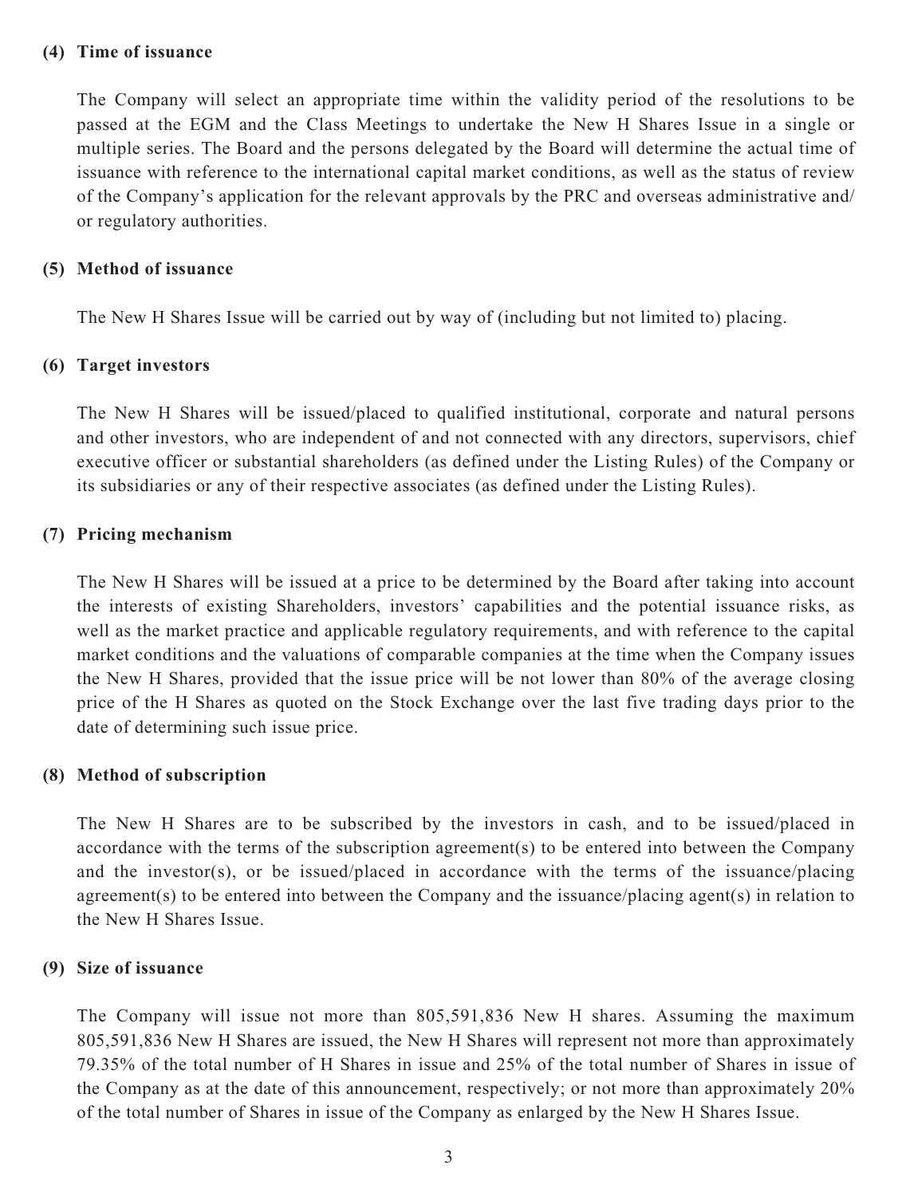**(4) Time of issuance**

The Company will select an appropriate time within the validity period of the resolutions to be passed at the EGM and the Class Meetings to undertake the New H Shares Issue in a single or multiple series. The Board and the persons delegated by the Board will determine the actual time of issuance with reference to the international capital market conditions, as well as the status of review of the Company's application for the relevant approvals by the PRC and overseas administrative and/or regulatory authorities.

**(5) Method of issuance**

The New H Shares Issue will be carried out by way of (including but not limited to) placing.

**(6) Target investors**

The New H Shares will be issued/placed to qualified institutional, corporate and natural persons and other investors, who are independent of and not connected with any directors, supervisors, chief executive officer or substantial shareholders (as defined under the Listing Rules) of the Company or its subsidiaries or any of their respective associates (as defined under the Listing Rules).

**(7) Pricing mechanism**

The New H Shares will be issued at a price to be determined by the Board after taking into account the interests of existing Shareholders, investors' capabilities and the potential issuance risks, as well as the market practice and applicable regulatory requirements, and with reference to the capital market conditions and the valuations of comparable companies at the time when the Company issues the New H Shares, provided that the issue price will be not lower than 80% of the average closing price of the H Shares as quoted on the Stock Exchange over the last five trading days prior to the date of determining such issue price.

**(8) Method of subscription**

The New H Shares are to be subscribed by the investors in cash, and to be issued/placed in accordance with the terms of the subscription agreement(s) to be entered into between the Company and the investor(s), or be issued/placed in accordance with the terms of the issuance/placing agreement(s) to be entered into between the Company and the issuance/placing agent(s) in relation to the New H Shares Issue.

**(9) Size of issuance**

The Company will issue not more than 805,591,836 New H shares. Assuming the maximum 805,591,836 New H Shares are issued, the New H Shares will represent not more than approximately 79.35% of the total number of H Shares in issue and 25% of the total number of Shares in issue of the Company as at the date of this announcement, respectively; or not more than approximately 20% of the total number of Shares in issue of the Company as enlarged by the New H Shares Issue.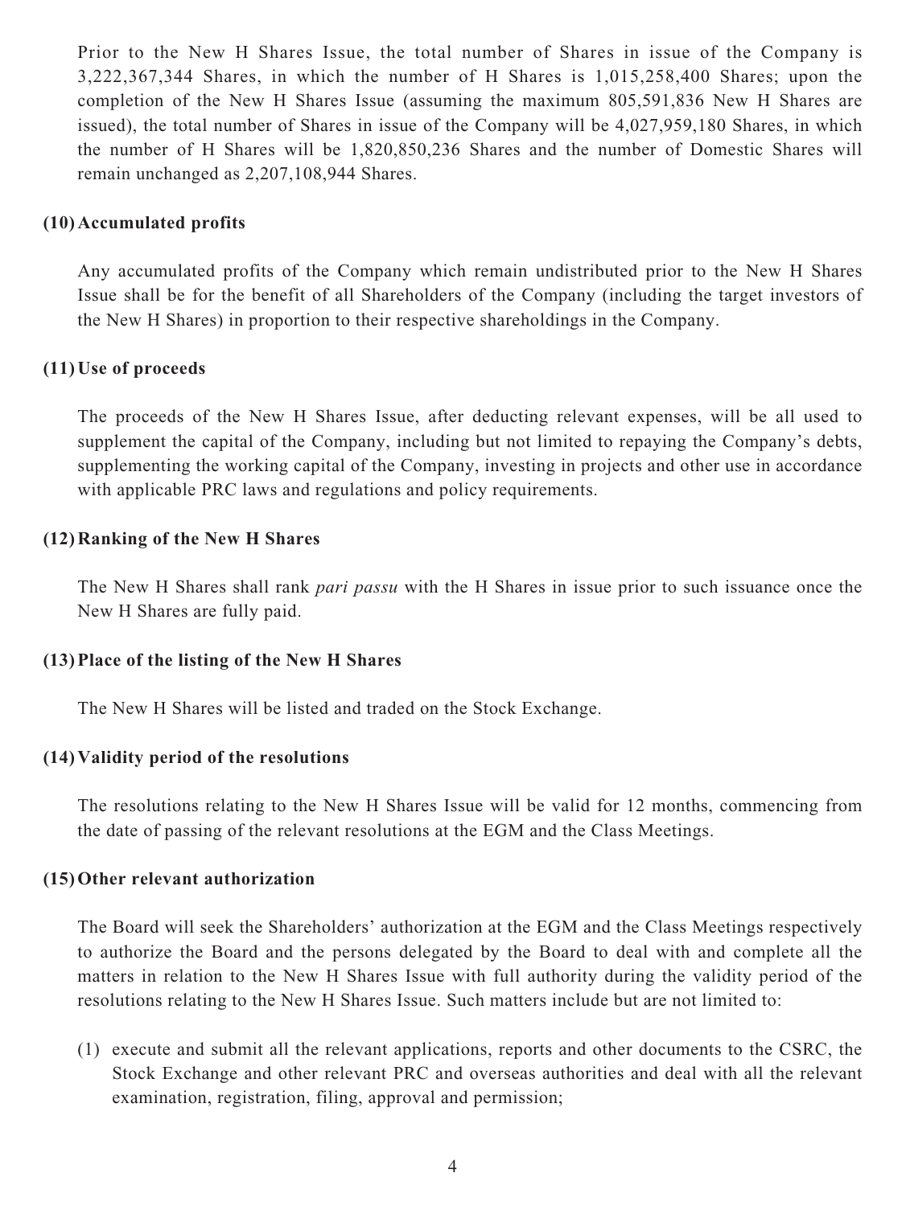Prior to the New H Shares Issue, the total number of Shares in issue of the Company is 3,222,367,344 Shares, in which the number of H Shares is 1,015,258,400 Shares; upon the completion of the New H Shares Issue (assuming the maximum 805,591,836 New H Shares are issued), the total number of Shares in issue of the Company will be 4,027,959,180 Shares, in which the number of H Shares will be 1,820,850,236 Shares and the number of Domestic Shares will remain unchanged as 2,207,108,944 Shares.

**(10) Accumulated profits**

Any accumulated profits of the Company which remain undistributed prior to the New H Shares Issue shall be for the benefit of all Shareholders of the Company (including the target investors of the New H Shares) in proportion to their respective shareholdings in the Company.

**(11) Use of proceeds**

The proceeds of the New H Shares Issue, after deducting relevant expenses, will be all used to supplement the capital of the Company, including but not limited to repaying the Company's debts, supplementing the working capital of the Company, investing in projects and other use in accordance with applicable PRC laws and regulations and policy requirements.

**(12) Ranking of the New H Shares**

The New H Shares shall rank *pari passu* with the H Shares in issue prior to such issuance once the New H Shares are fully paid.

**(13) Place of the listing of the New H Shares**

The New H Shares will be listed and traded on the Stock Exchange.

**(14) Validity period of the resolutions**

The resolutions relating to the New H Shares Issue will be valid for 12 months, commencing from the date of passing of the relevant resolutions at the EGM and the Class Meetings.

**(15) Other relevant authorization**

The Board will seek the Shareholders' authorization at the EGM and the Class Meetings respectively to authorize the Board and the persons delegated by the Board to deal with and complete all the matters in relation to the New H Shares Issue with full authority during the validity period of the resolutions relating to the New H Shares Issue. Such matters include but are not limited to:

(1) execute and submit all the relevant applications, reports and other documents to the CSRC, the Stock Exchange and other relevant PRC and overseas authorities and deal with all the relevant examination, registration, filing, approval and permission;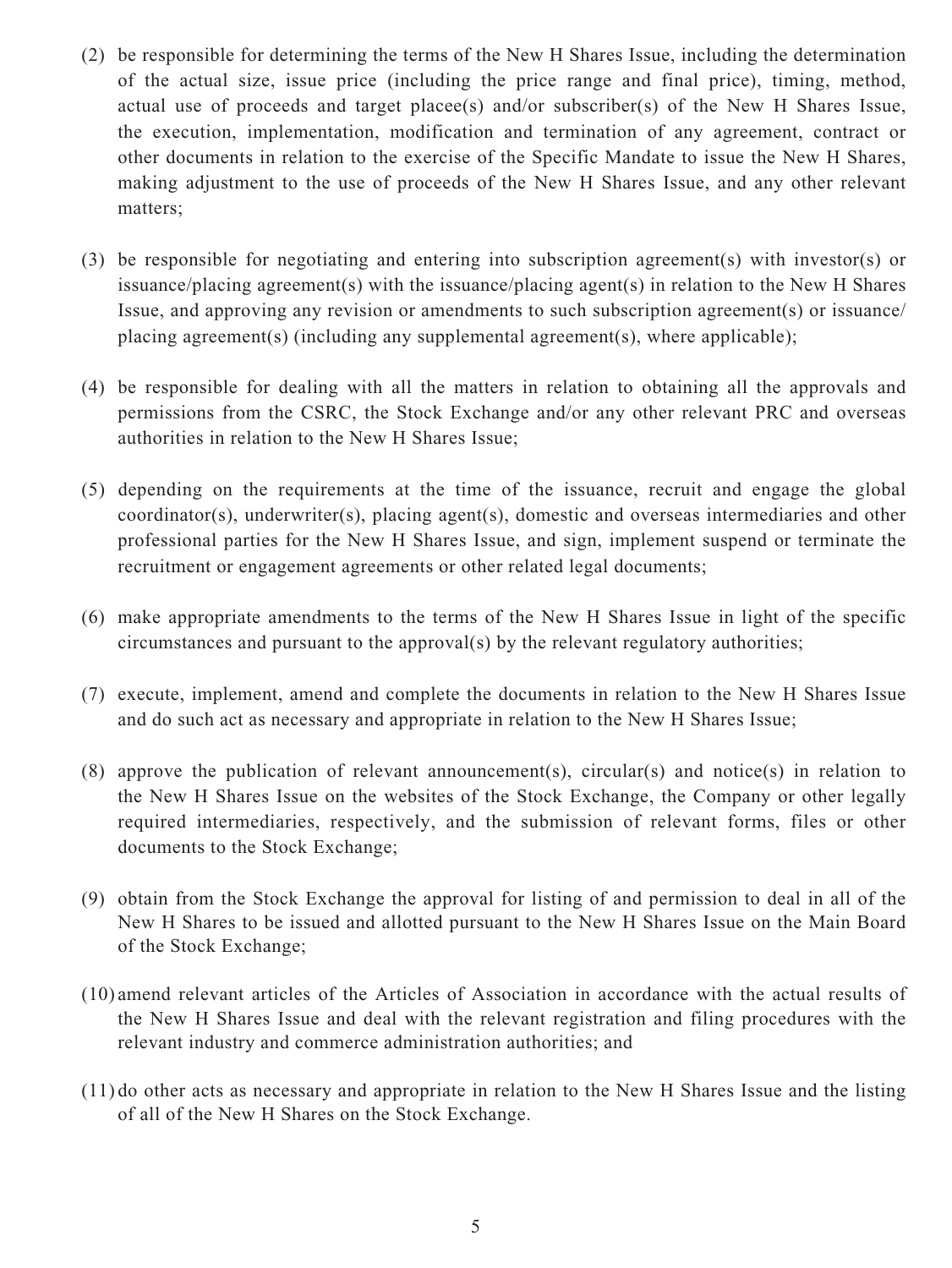(2) be responsible for determining the terms of the New H Shares Issue, including the determination of the actual size, issue price (including the price range and final price), timing, method, actual use of proceeds and target placee(s) and/or subscriber(s) of the New H Shares Issue, the execution, implementation, modification and termination of any agreement, contract or other documents in relation to the exercise of the Specific Mandate to issue the New H Shares, making adjustment to the use of proceeds of the New H Shares Issue, and any other relevant matters;

(3) be responsible for negotiating and entering into subscription agreement(s) with investor(s) or issuance/placing agreement(s) with the issuance/placing agent(s) in relation to the New H Shares Issue, and approving any revision or amendments to such subscription agreement(s) or issuance/placing agreement(s) (including any supplemental agreement(s), where applicable);

(4) be responsible for dealing with all the matters in relation to obtaining all the approvals and permissions from the CSRC, the Stock Exchange and/or any other relevant PRC and overseas authorities in relation to the New H Shares Issue;

(5) depending on the requirements at the time of the issuance, recruit and engage the global coordinator(s), underwriter(s), placing agent(s), domestic and overseas intermediaries and other professional parties for the New H Shares Issue, and sign, implement suspend or terminate the recruitment or engagement agreements or other related legal documents;

(6) make appropriate amendments to the terms of the New H Shares Issue in light of the specific circumstances and pursuant to the approval(s) by the relevant regulatory authorities;

(7) execute, implement, amend and complete the documents in relation to the New H Shares Issue and do such act as necessary and appropriate in relation to the New H Shares Issue;

(8) approve the publication of relevant announcement(s), circular(s) and notice(s) in relation to the New H Shares Issue on the websites of the Stock Exchange, the Company or other legally required intermediaries, respectively, and the submission of relevant forms, files or other documents to the Stock Exchange;

(9) obtain from the Stock Exchange the approval for listing of and permission to deal in all of the New H Shares to be issued and allotted pursuant to the New H Shares Issue on the Main Board of the Stock Exchange;

(10) amend relevant articles of the Articles of Association in accordance with the actual results of the New H Shares Issue and deal with the relevant registration and filing procedures with the relevant industry and commerce administration authorities; and

(11) do other acts as necessary and appropriate in relation to the New H Shares Issue and the listing of all of the New H Shares on the Stock Exchange.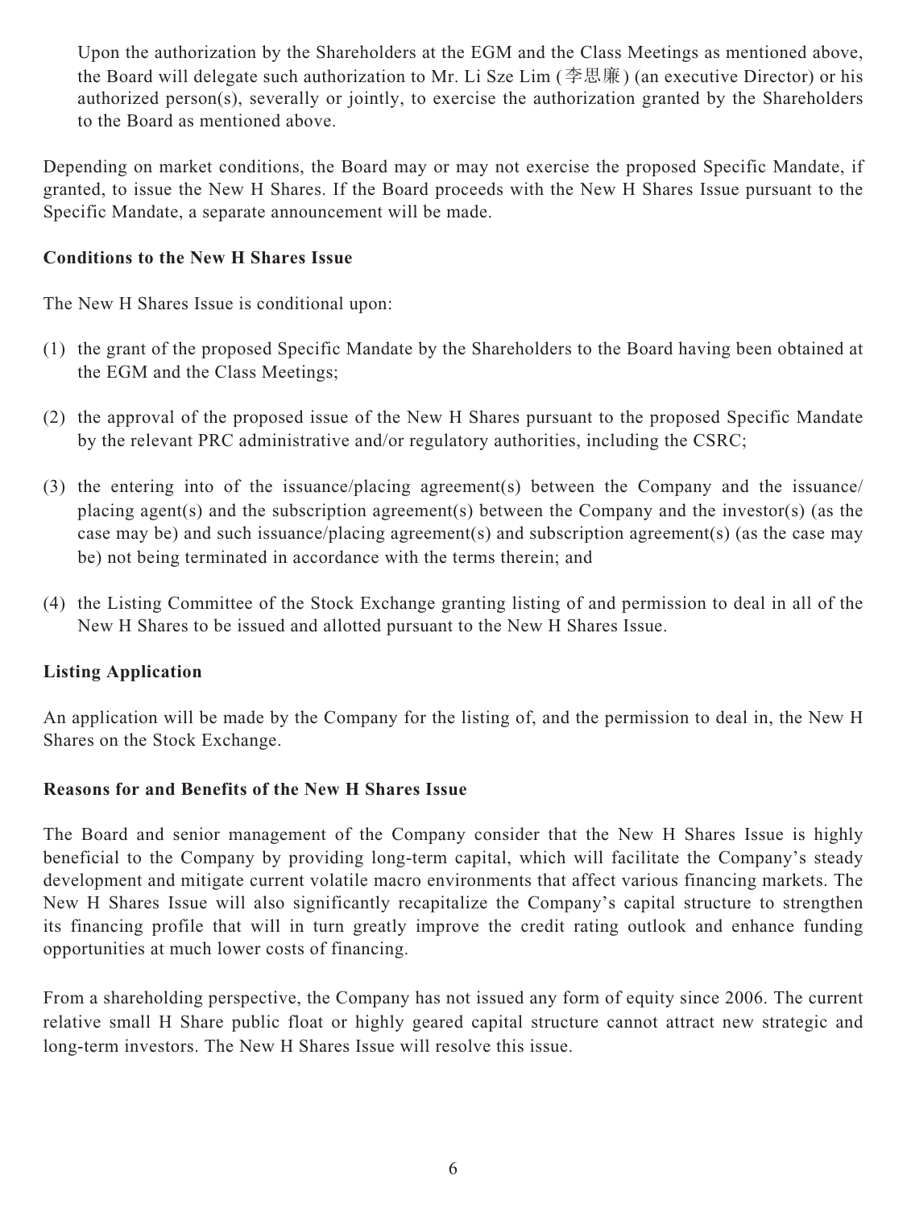Upon the authorization by the Shareholders at the EGM and the Class Meetings as mentioned above, the Board will delegate such authorization to Mr. Li Sze Lim (李思廉) (an executive Director) or his authorized person(s), severally or jointly, to exercise the authorization granted by the Shareholders to the Board as mentioned above.

Depending on market conditions, the Board may or may not exercise the proposed Specific Mandate, if granted, to issue the New H Shares. If the Board proceeds with the New H Shares Issue pursuant to the Specific Mandate, a separate announcement will be made.

**Conditions to the New H Shares Issue**

The New H Shares Issue is conditional upon:

(1) the grant of the proposed Specific Mandate by the Shareholders to the Board having been obtained at the EGM and the Class Meetings;

(2) the approval of the proposed issue of the New H Shares pursuant to the proposed Specific Mandate by the relevant PRC administrative and/or regulatory authorities, including the CSRC;

(3) the entering into of the issuance/placing agreement(s) between the Company and the issuance/placing agent(s) and the subscription agreement(s) between the Company and the investor(s) (as the case may be) and such issuance/placing agreement(s) and subscription agreement(s) (as the case may be) not being terminated in accordance with the terms therein; and

(4) the Listing Committee of the Stock Exchange granting listing of and permission to deal in all of the New H Shares to be issued and allotted pursuant to the New H Shares Issue.

**Listing Application**

An application will be made by the Company for the listing of, and the permission to deal in, the New H Shares on the Stock Exchange.

**Reasons for and Benefits of the New H Shares Issue**

The Board and senior management of the Company consider that the New H Shares Issue is highly beneficial to the Company by providing long-term capital, which will facilitate the Company's steady development and mitigate current volatile macro environments that affect various financing markets. The New H Shares Issue will also significantly recapitalize the Company's capital structure to strengthen its financing profile that will in turn greatly improve the credit rating outlook and enhance funding opportunities at much lower costs of financing.

From a shareholding perspective, the Company has not issued any form of equity since 2006. The current relative small H Share public float or highly geared capital structure cannot attract new strategic and long-term investors. The New H Shares Issue will resolve this issue.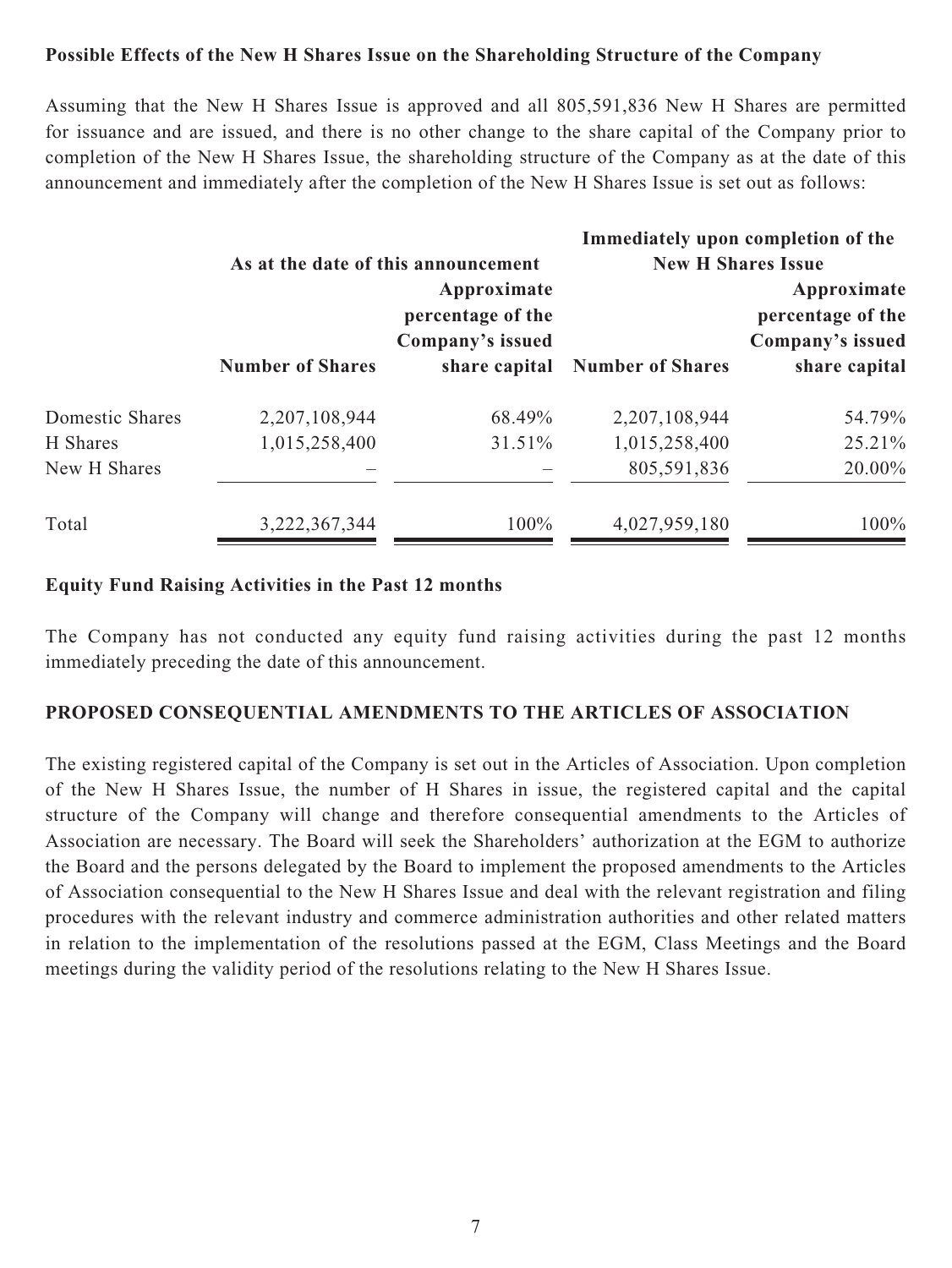**Possible Effects of the New H Shares Issue on the Shareholding Structure of the Company**

Assuming that the New H Shares Issue is approved and all 805,591,836 New H Shares are permitted for issuance and are issued, and there is no other change to the share capital of the Company prior to completion of the New H Shares Issue, the shareholding structure of the Company as at the date of this announcement and immediately after the completion of the New H Shares Issue is set out as follows:

| | As at the date of this announcement | | Immediately upon completion of the New H Shares Issue | |
|---|---|---|---|---|
| | **Number of Shares** | **Approximate percentage of the Company's issued share capital** | **Number of Shares** | **Approximate percentage of the Company's issued share capital** |
| Domestic Shares | 2,207,108,944 | 68.49% | 2,207,108,944 | 54.79% |
| H Shares | 1,015,258,400 | 31.51% | 1,015,258,400 | 25.21% |
| New H Shares | – | – | 805,591,836 | 20.00% |
| Total | 3,222,367,344 | 100% | 4,027,959,180 | 100% |

**Equity Fund Raising Activities in the Past 12 months**

The Company has not conducted any equity fund raising activities during the past 12 months immediately preceding the date of this announcement.

**PROPOSED CONSEQUENTIAL AMENDMENTS TO THE ARTICLES OF ASSOCIATION**

The existing registered capital of the Company is set out in the Articles of Association. Upon completion of the New H Shares Issue, the number of H Shares in issue, the registered capital and the capital structure of the Company will change and therefore consequential amendments to the Articles of Association are necessary. The Board will seek the Shareholders' authorization at the EGM to authorize the Board and the persons delegated by the Board to implement the proposed amendments to the Articles of Association consequential to the New H Shares Issue and deal with the relevant registration and filing procedures with the relevant industry and commerce administration authorities and other related matters in relation to the implementation of the resolutions passed at the EGM, Class Meetings and the Board meetings during the validity period of the resolutions relating to the New H Shares Issue.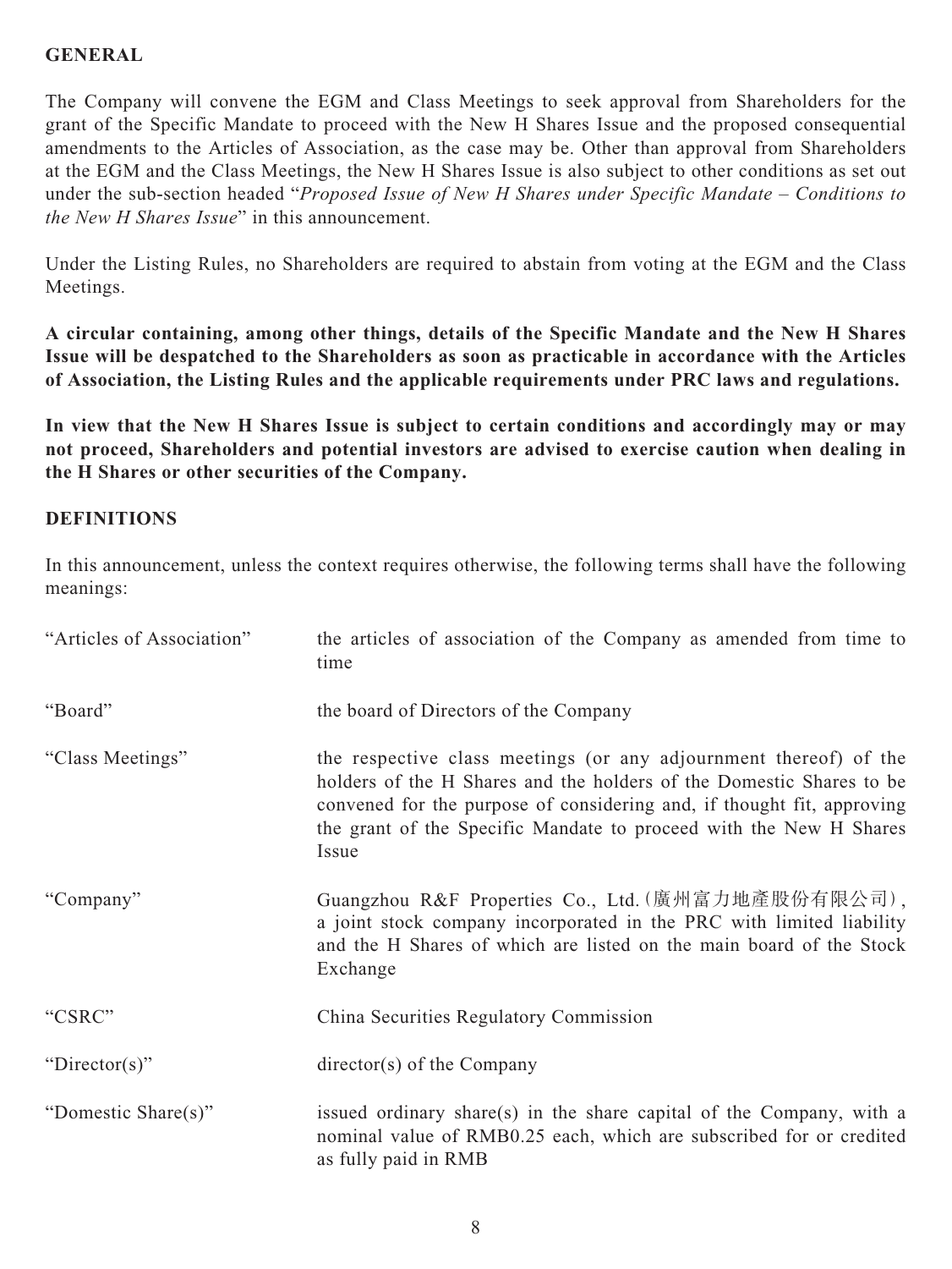## GENERAL

The Company will convene the EGM and Class Meetings to seek approval from Shareholders for the grant of the Specific Mandate to proceed with the New H Shares Issue and the proposed consequential amendments to the Articles of Association, as the case may be. Other than approval from Shareholders at the EGM and the Class Meetings, the New H Shares Issue is also subject to other conditions as set out under the sub-section headed "*Proposed Issue of New H Shares under Specific Mandate – Conditions to the New H Shares Issue*" in this announcement.

Under the Listing Rules, no Shareholders are required to abstain from voting at the EGM and the Class Meetings.

**A circular containing, among other things, details of the Specific Mandate and the New H Shares Issue will be despatched to the Shareholders as soon as practicable in accordance with the Articles of Association, the Listing Rules and the applicable requirements under PRC laws and regulations.**

**In view that the New H Shares Issue is subject to certain conditions and accordingly may or may not proceed, Shareholders and potential investors are advised to exercise caution when dealing in the H Shares or other securities of the Company.**

## DEFINITIONS

In this announcement, unless the context requires otherwise, the following terms shall have the following meanings:

| | |
|---|---|
| "Articles of Association" | the articles of association of the Company as amended from time to time |
| "Board" | the board of Directors of the Company |
| "Class Meetings" | the respective class meetings (or any adjournment thereof) of the holders of the H Shares and the holders of the Domestic Shares to be convened for the purpose of considering and, if thought fit, approving the grant of the Specific Mandate to proceed with the New H Shares Issue |
| "Company" | Guangzhou R&F Properties Co., Ltd.(廣州富力地產股份有限公司), a joint stock company incorporated in the PRC with limited liability and the H Shares of which are listed on the main board of the Stock Exchange |
| "CSRC" | China Securities Regulatory Commission |
| "Director(s)" | director(s) of the Company |
| "Domestic Share(s)" | issued ordinary share(s) in the share capital of the Company, with a nominal value of RMB0.25 each, which are subscribed for or credited as fully paid in RMB |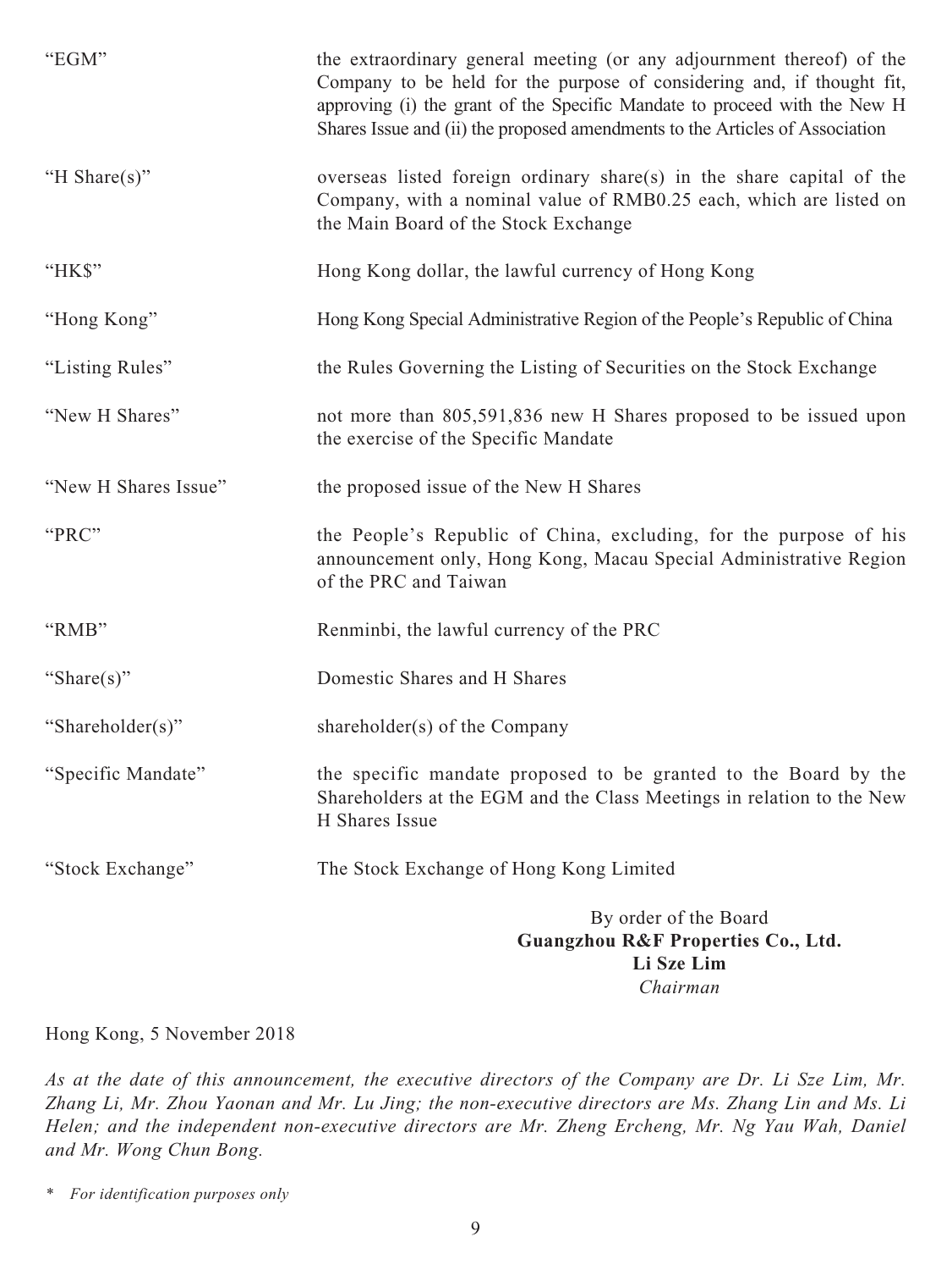| | |
|---|---|
| "EGM" | the extraordinary general meeting (or any adjournment thereof) of the Company to be held for the purpose of considering and, if thought fit, approving (i) the grant of the Specific Mandate to proceed with the New H Shares Issue and (ii) the proposed amendments to the Articles of Association |
| "H Share(s)" | overseas listed foreign ordinary share(s) in the share capital of the Company, with a nominal value of RMB0.25 each, which are listed on the Main Board of the Stock Exchange |
| "HK$" | Hong Kong dollar, the lawful currency of Hong Kong |
| "Hong Kong" | Hong Kong Special Administrative Region of the People's Republic of China |
| "Listing Rules" | the Rules Governing the Listing of Securities on the Stock Exchange |
| "New H Shares" | not more than 805,591,836 new H Shares proposed to be issued upon the exercise of the Specific Mandate |
| "New H Shares Issue" | the proposed issue of the New H Shares |
| "PRC" | the People's Republic of China, excluding, for the purpose of his announcement only, Hong Kong, Macau Special Administrative Region of the PRC and Taiwan |
| "RMB" | Renminbi, the lawful currency of the PRC |
| "Share(s)" | Domestic Shares and H Shares |
| "Shareholder(s)" | shareholder(s) of the Company |
| "Specific Mandate" | the specific mandate proposed to be granted to the Board by the Shareholders at the EGM and the Class Meetings in relation to the New H Shares Issue |
| "Stock Exchange" | The Stock Exchange of Hong Kong Limited |

By order of the Board
**Guangzhou R&F Properties Co., Ltd.**
**Li Sze Lim**
*Chairman*

Hong Kong, 5 November 2018

*As at the date of this announcement, the executive directors of the Company are Dr. Li Sze Lim, Mr. Zhang Li, Mr. Zhou Yaonan and Mr. Lu Jing; the non-executive directors are Ms. Zhang Lin and Ms. Li Helen; and the independent non-executive directors are Mr. Zheng Ercheng, Mr. Ng Yau Wah, Daniel and Mr. Wong Chun Bong.*

\* *For identification purposes only*